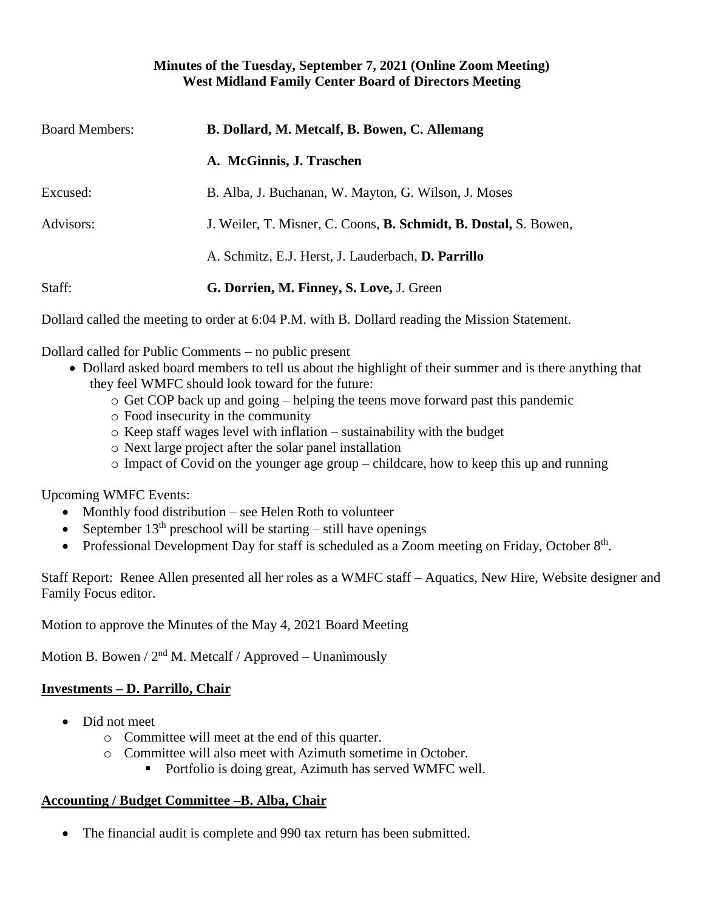**Minutes of the Tuesday, September 7, 2021 (Online Zoom Meeting)**
**West Midland Family Center Board of Directors Meeting**

Board Members: **B. Dollard, M. Metcalf, B. Bowen, C. Allemang**

**A. McGinnis, J. Traschen**

Excused: B. Alba, J. Buchanan, W. Mayton, G. Wilson, J. Moses

Advisors: J. Weiler, T. Misner, C. Coons, **B. Schmidt, B. Dostal,** S. Bowen,

A. Schmitz, E.J. Herst, J. Lauderbach, **D. Parrillo**

Staff: **G. Dorrien, M. Finney, S. Love,** J. Green

Dollard called the meeting to order at 6:04 P.M. with B. Dollard reading the Mission Statement.

Dollard called for Public Comments – no public present

- Dollard asked board members to tell us about the highlight of their summer and is there anything that they feel WMFC should look toward for the future:
  - Get COP back up and going – helping the teens move forward past this pandemic
  - Food insecurity in the community
  - Keep staff wages level with inflation – sustainability with the budget
  - Next large project after the solar panel installation
  - Impact of Covid on the younger age group – childcare, how to keep this up and running

Upcoming WMFC Events:

- Monthly food distribution – see Helen Roth to volunteer
- September 13th preschool will be starting – still have openings
- Professional Development Day for staff is scheduled as a Zoom meeting on Friday, October 8th.

Staff Report: Renee Allen presented all her roles as a WMFC staff – Aquatics, New Hire, Website designer and Family Focus editor.

Motion to approve the Minutes of the May 4, 2021 Board Meeting

Motion B. Bowen / 2nd M. Metcalf / Approved – Unanimously

**Investments – D. Parrillo, Chair**

- Did not meet
  - Committee will meet at the end of this quarter.
  - Committee will also meet with Azimuth sometime in October.
    - Portfolio is doing great, Azimuth has served WMFC well.

**Accounting / Budget Committee –B. Alba, Chair**

- The financial audit is complete and 990 tax return has been submitted.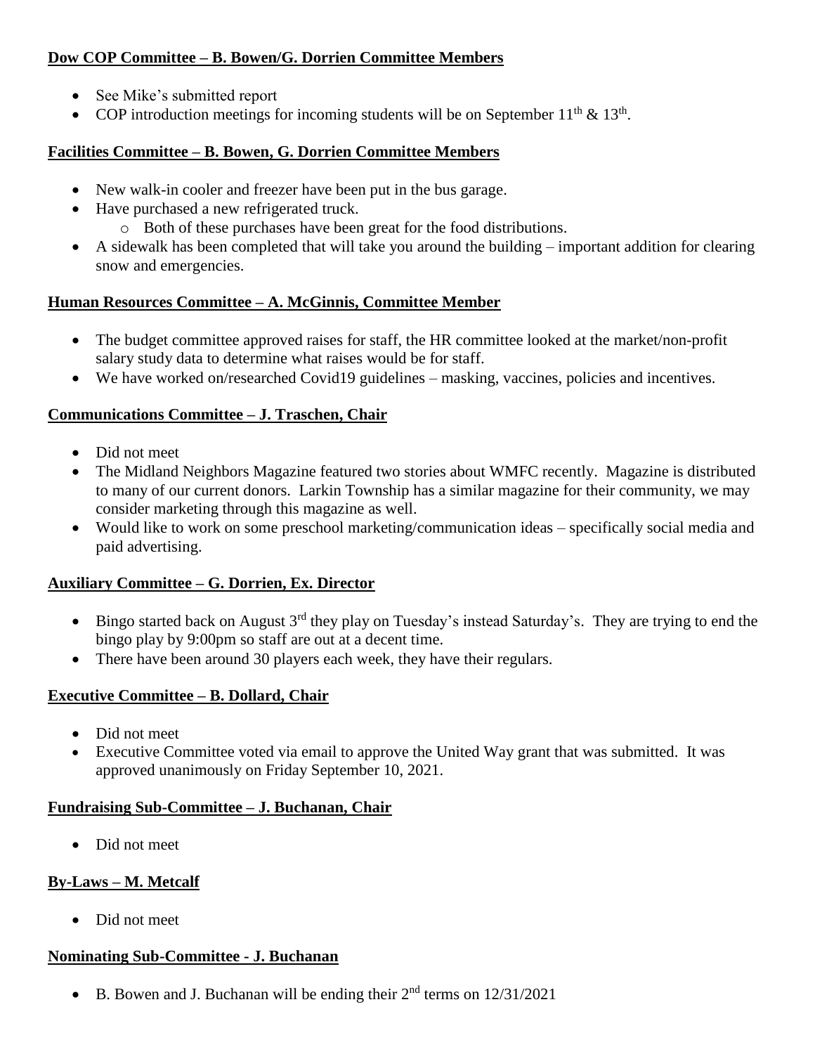**Dow COP Committee – B. Bowen/G. Dorrien Committee Members**

- See Mike's submitted report
- COP introduction meetings for incoming students will be on September 11th & 13th.

**Facilities Committee – B. Bowen, G. Dorrien Committee Members**

- New walk-in cooler and freezer have been put in the bus garage.
- Have purchased a new refrigerated truck.
    - Both of these purchases have been great for the food distributions.
- A sidewalk has been completed that will take you around the building – important addition for clearing snow and emergencies.

**Human Resources Committee – A. McGinnis, Committee Member**

- The budget committee approved raises for staff, the HR committee looked at the market/non-profit salary study data to determine what raises would be for staff.
- We have worked on/researched Covid19 guidelines – masking, vaccines, policies and incentives.

**Communications Committee – J. Traschen, Chair**

- Did not meet
- The Midland Neighbors Magazine featured two stories about WMFC recently. Magazine is distributed to many of our current donors. Larkin Township has a similar magazine for their community, we may consider marketing through this magazine as well.
- Would like to work on some preschool marketing/communication ideas – specifically social media and paid advertising.

**Auxiliary Committee – G. Dorrien, Ex. Director**

- Bingo started back on August 3rd they play on Tuesday's instead Saturday's. They are trying to end the bingo play by 9:00pm so staff are out at a decent time.
- There have been around 30 players each week, they have their regulars.

**Executive Committee – B. Dollard, Chair**

- Did not meet
- Executive Committee voted via email to approve the United Way grant that was submitted. It was approved unanimously on Friday September 10, 2021.

**Fundraising Sub-Committee – J. Buchanan, Chair**

- Did not meet

**By-Laws – M. Metcalf**

- Did not meet

**Nominating Sub-Committee - J. Buchanan**

- B. Bowen and J. Buchanan will be ending their 2nd terms on 12/31/2021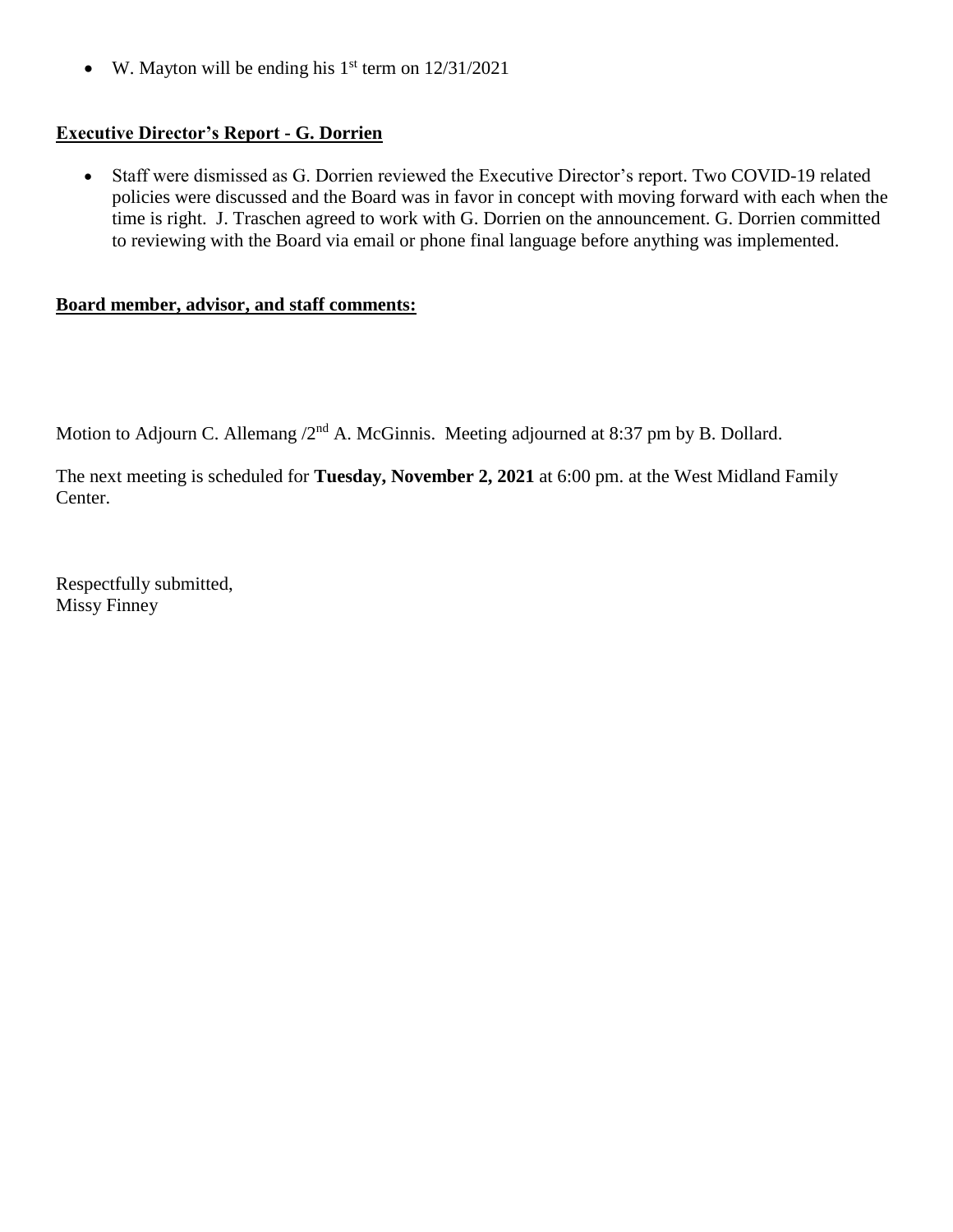- W. Mayton will be ending his 1st term on 12/31/2021

**Executive Director's Report - G. Dorrien**

- Staff were dismissed as G. Dorrien reviewed the Executive Director's report. Two COVID-19 related policies were discussed and the Board was in favor in concept with moving forward with each when the time is right. J. Traschen agreed to work with G. Dorrien on the announcement. G. Dorrien committed to reviewing with the Board via email or phone final language before anything was implemented.

**Board member, advisor, and staff comments:**

Motion to Adjourn C. Allemang /2nd A. McGinnis. Meeting adjourned at 8:37 pm by B. Dollard.

The next meeting is scheduled for **Tuesday, November 2, 2021** at 6:00 pm. at the West Midland Family Center.

Respectfully submitted,
Missy Finney